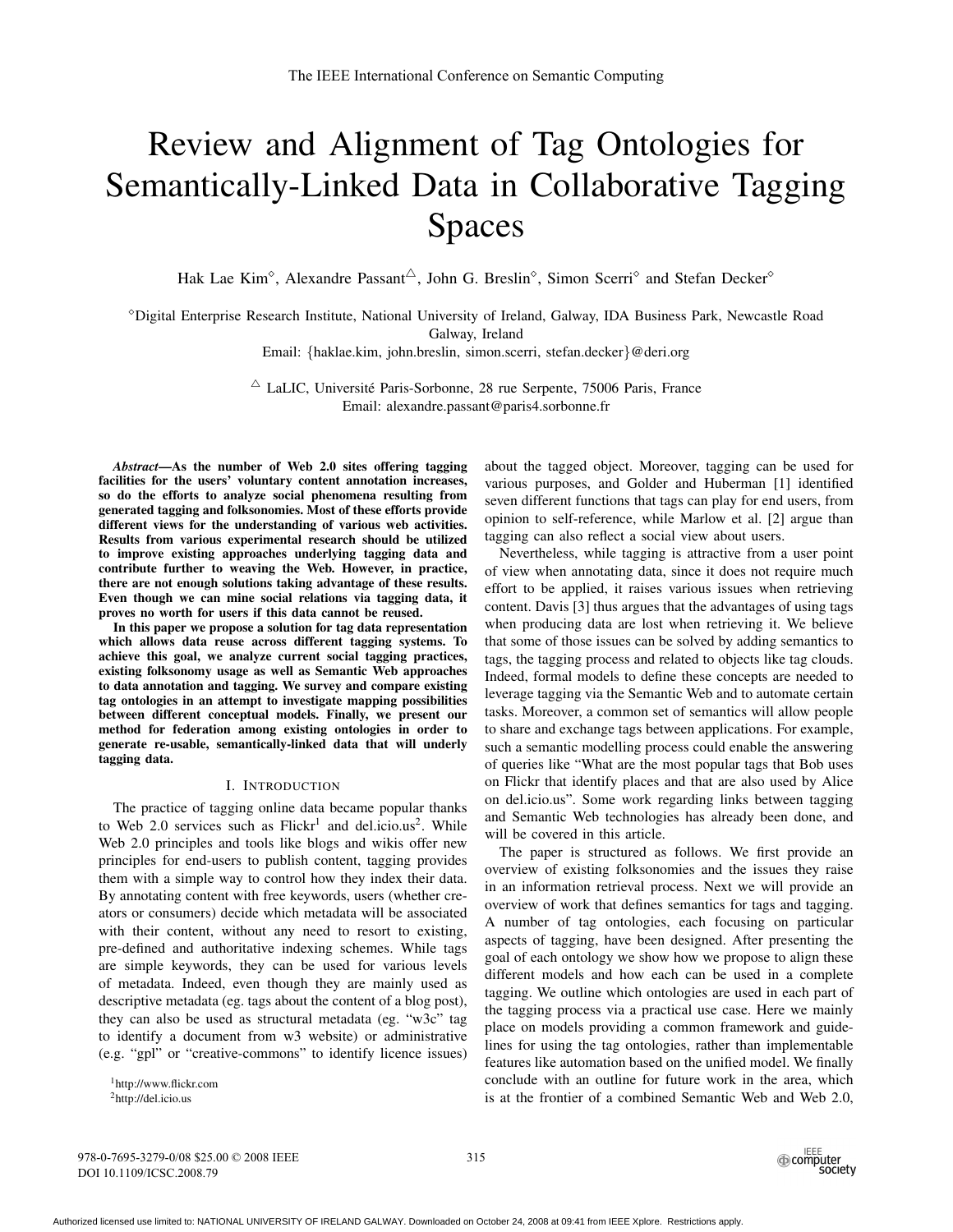# Review and Alignment of Tag Ontologies for Semantically-Linked Data in Collaborative Tagging Spaces

Hak Lae Kim◇, Alexandre Passant△, John G. Breslin◇, Simon Scerri◇ and Stefan Decker◇

◇Digital Enterprise Research Institute, National University of Ireland, Galway, IDA Business Park, Newcastle Road Galway, Ireland
Email: {haklae.kim, john.breslin, simon.scerri, stefan.decker}@deri.org

△ LaLIC, Université Paris-Sorbonne, 28 rue Serpente, 75006 Paris, France
Email: alexandre.passant@paris4.sorbonne.fr

***Abstract*—As the number of Web 2.0 sites offering tagging facilities for the users' voluntary content annotation increases, so do the efforts to analyze social phenomena resulting from generated tagging and folksonomies. Most of these efforts provide different views for the understanding of various web activities. Results from various experimental research should be utilized to improve existing approaches underlying tagging data and contribute further to weaving the Web. However, in practice, there are not enough solutions taking advantage of these results. Even though we can mine social relations via tagging data, it proves no worth for users if this data cannot be reused.**

**In this paper we propose a solution for tag data representation which allows data reuse across different tagging systems. To achieve this goal, we analyze current social tagging practices, existing folksonomy usage as well as Semantic Web approaches to data annotation and tagging. We survey and compare existing tag ontologies in an attempt to investigate mapping possibilities between different conceptual models. Finally, we present our method for federation among existing ontologies in order to generate re-usable, semantically-linked data that will underly tagging data.**

## I. Introduction

The practice of tagging online data became popular thanks to Web 2.0 services such as Flickr[1] and del.icio.us[2]. While Web 2.0 principles and tools like blogs and wikis offer new principles for end-users to publish content, tagging provides them with a simple way to control how they index their data. By annotating content with free keywords, users (whether creators or consumers) decide which metadata will be associated with their content, without any need to resort to existing, pre-defined and authoritative indexing schemes. While tags are simple keywords, they can be used for various levels of metadata. Indeed, even though they are mainly used as descriptive metadata (eg. tags about the content of a blog post), they can also be used as structural metadata (eg. "w3c" tag to identify a document from w3 website) or administrative (e.g. "gpl" or "creative-commons" to identify licence issues) about the tagged object. Moreover, tagging can be used for various purposes, and Golder and Huberman [1] identified seven different functions that tags can play for end users, from opinion to self-reference, while Marlow et al. [2] argue than tagging can also reflect a social view about users.

Nevertheless, while tagging is attractive from a user point of view when annotating data, since it does not require much effort to be applied, it raises various issues when retrieving content. Davis [3] thus argues that the advantages of using tags when producing data are lost when retrieving it. We believe that some of those issues can be solved by adding semantics to tags, the tagging process and related to objects like tag clouds. Indeed, formal models to define these concepts are needed to leverage tagging via the Semantic Web and to automate certain tasks. Moreover, a common set of semantics will allow people to share and exchange tags between applications. For example, such a semantic modelling process could enable the answering of queries like "What are the most popular tags that Bob uses on Flickr that identify places and that are also used by Alice on del.icio.us". Some work regarding links between tagging and Semantic Web technologies has already been done, and will be covered in this article.

The paper is structured as follows. We first provide an overview of existing folksonomies and the issues they raise in an information retrieval process. Next we will provide an overview of work that defines semantics for tags and tagging. A number of tag ontologies, each focusing on particular aspects of tagging, have been designed. After presenting the goal of each ontology we show how we propose to align these different models and how each can be used in a complete tagging. We outline which ontologies are used in each part of the tagging process via a practical use case. Here we mainly place on models providing a common framework and guidelines for using the tag ontologies, rather than implementable features like automation based on the unified model. We finally conclude with an outline for future work in the area, which is at the frontier of a combined Semantic Web and Web 2.0,

[1] http://www.flickr.com
[2] http://del.icio.us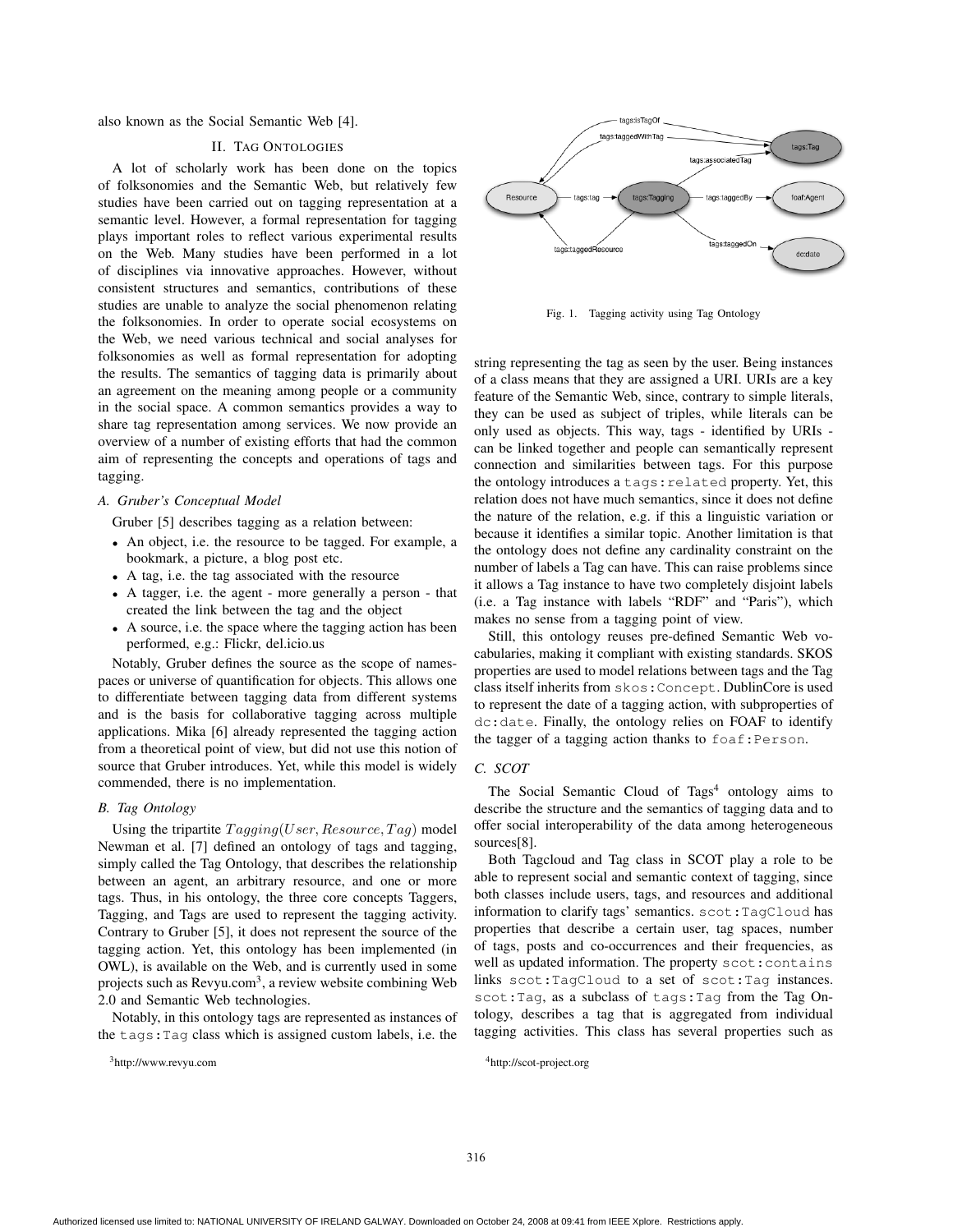also known as the Social Semantic Web [4].

## II. Tag Ontologies

A lot of scholarly work has been done on the topics of folksonomies and the Semantic Web, but relatively few studies have been carried out on tagging representation at a semantic level. However, a formal representation for tagging plays important roles to reflect various experimental results on the Web. Many studies have been performed in a lot of disciplines via innovative approaches. However, without consistent structures and semantics, contributions of these studies are unable to analyze the social phenomenon relating the folksonomies. In order to operate social ecosystems on the Web, we need various technical and social analyses for folksonomies as well as formal representation for adopting the results. The semantics of tagging data is primarily about an agreement on the meaning among people or a community in the social space. A common semantics provides a way to share tag representation among services. We now provide an overview of a number of existing efforts that had the common aim of representing the concepts and operations of tags and tagging.

### A. Gruber's Conceptual Model

Gruber [5] describes tagging as a relation between:

- An object, i.e. the resource to be tagged. For example, a bookmark, a picture, a blog post etc.
- A tag, i.e. the tag associated with the resource
- A tagger, i.e. the agent - more generally a person - that created the link between the tag and the object
- A source, i.e. the space where the tagging action has been performed, e.g.: Flickr, del.icio.us

Notably, Gruber defines the source as the scope of namespaces or universe of quantification for objects. This allows one to differentiate between tagging data from different systems and is the basis for collaborative tagging across multiple applications. Mika [6] already represented the tagging action from a theoretical point of view, but did not use this notion of source that Gruber introduces. Yet, while this model is widely commended, there is no implementation.

### B. Tag Ontology

Using the tripartite $Tagging(User, Resource, Tag)$ model Newman et al. [7] defined an ontology of tags and tagging, simply called the Tag Ontology, that describes the relationship between an agent, an arbitrary resource, and one or more tags. Thus, in his ontology, the three core concepts Taggers, Tagging, and Tags are used to represent the tagging activity. Contrary to Gruber [5], it does not represent the source of the tagging action. Yet, this ontology has been implemented (in OWL), is available on the Web, and is currently used in some projects such as Revyu.com[3], a review website combining Web 2.0 and Semantic Web technologies.

Notably, in this ontology tags are represented as instances of the `tags:Tag` class which is assigned custom labels, i.e. the string representing the tag as seen by the user. Being instances of a class means that they are assigned a URI. URIs are a key feature of the Semantic Web, since, contrary to simple literals, they can be used as subject of triples, while literals can be only used as objects. This way, tags - identified by URIs - can be linked together and people can semantically represent connection and similarities between tags. For this purpose the ontology introduces a `tags:related` property. Yet, this relation does not have much semantics, since it does not define the nature of the relation, e.g. if this a linguistic variation or because it identifies a similar topic. Another limitation is that the ontology does not define any cardinality constraint on the number of labels a Tag can have. This can raise problems since it allows a Tag instance to have two completely disjoint labels (i.e. a Tag instance with labels "RDF" and "Paris"), which makes no sense from a tagging point of view.

Still, this ontology reuses pre-defined Semantic Web vocabularies, making it compliant with existing standards. SKOS properties are used to model relations between tags and the Tag class itself inherits from `skos:Concept`. DublinCore is used to represent the date of a tagging action, with subproperties of `dc:date`. Finally, the ontology relies on FOAF to identify the tagger of a tagging action thanks to `foaf:Person`.

tags:isTagOf
tags:taggedWithTag
tags:Tag
tags:associatedTag
Resource
tags:tag
tags:Tagging
tags:taggedBy
foaf:Agent
tags:taggedOn
tags:taggedResource
dc:date

Fig. 1. Tagging activity using Tag Ontology

### C. SCOT

The Social Semantic Cloud of Tags[4] ontology aims to describe the structure and the semantics of tagging data and to offer social interoperability of the data among heterogeneous sources[8].

Both Tagcloud and Tag class in SCOT play a role to be able to represent social and semantic context of tagging, since both classes include users, tags, and resources and additional information to clarify tags' semantics. `scot:TagCloud` has properties that describe a certain user, tag spaces, number of tags, posts and co-occurrences and their frequencies, as well as updated information. The property `scot:contains` links `scot:TagCloud` to a set of `scot:Tag` instances. `scot:Tag`, as a subclass of `tags:Tag` from the Tag Ontology, describes a tag that is aggregated from individual tagging activities. This class has several properties such as

[3] http://www.revyu.com

[4] http://scot-project.org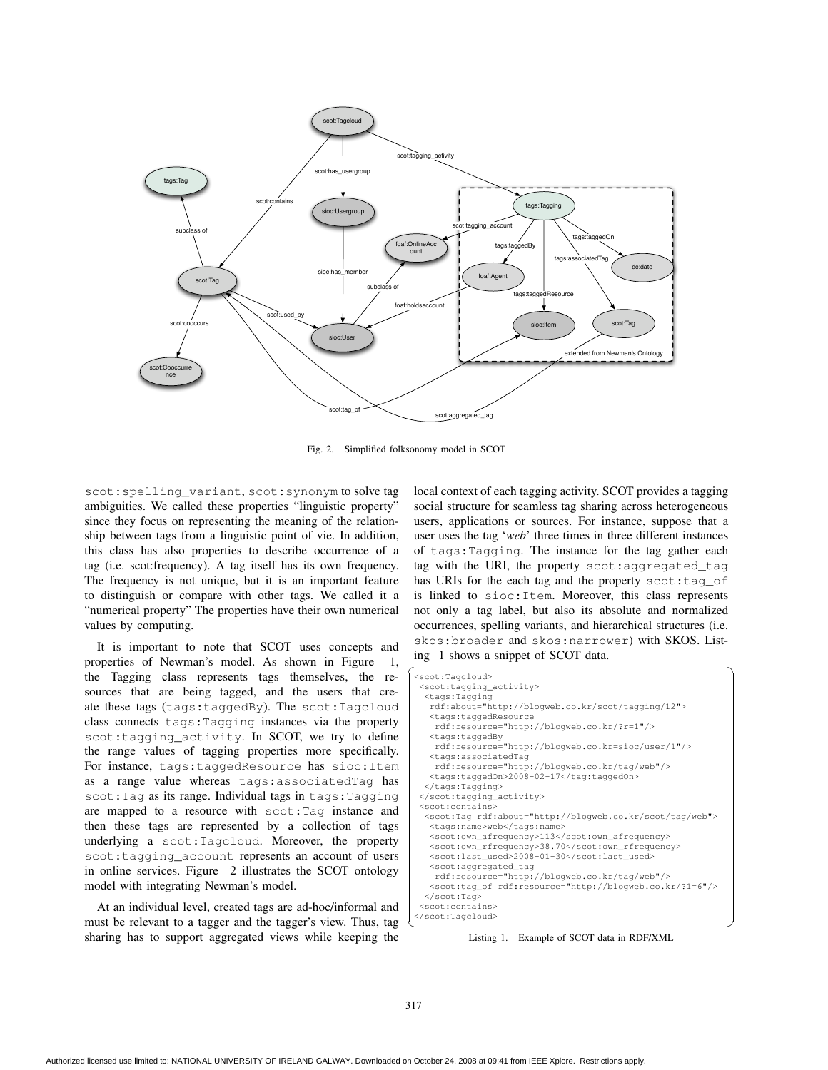Fig. 2. Simplified folksonomy model in SCOT

scot:spelling_variant, scot:synonym to solve tag ambiguities. We called these properties "linguistic property" since they focus on representing the meaning of the relationship between tags from a linguistic point of vie. In addition, this class has also properties to describe occurrence of a tag (i.e. scot:frequency). A tag itself has its own frequency. The frequency is not unique, but it is an important feature to distinguish or compare with other tags. We called it a "numerical property" The properties have their own numerical values by computing.

It is important to note that SCOT uses concepts and properties of Newman's model. As shown in Figure 1, the Tagging class represents tags themselves, the resources that are being tagged, and the users that create these tags (tags:taggedBy). The scot:Tagcloud class connects tags:Tagging instances via the property scot:tagging_activity. In SCOT, we try to define the range values of tagging properties more specifically. For instance, tags:taggedResource has sioc:Item as a range value whereas tags:associatedTag has scot:Tag as its range. Individual tags in tags:Tagging are mapped to a resource with scot:Tag instance and then these tags are represented by a collection of tags underlying a scot:Tagcloud. Moreover, the property scot:tagging_account represents an account of users in online services. Figure 2 illustrates the SCOT ontology model with integrating Newman's model.

At an individual level, created tags are ad-hoc/informal and must be relevant to a tagger and the tagger's view. Thus, tag sharing has to support aggregated views while keeping the local context of each tagging activity. SCOT provides a tagging social structure for seamless tag sharing across heterogeneous users, applications or sources. For instance, suppose that a user uses the tag '*web*' three times in three different instances of tags:Tagging. The instance for the tag gather each tag with the URI, the property scot:aggregated_tag has URIs for the each tag and the property scot:tag_of is linked to sioc:Item. Moreover, this class represents not only a tag label, but also its absolute and normalized occurrences, spelling variants, and hierarchical structures (i.e. skos:broader and skos:narrower) with SKOS. Listing 1 shows a snippet of SCOT data.

```
<scot:Tagcloud>
 <scot:tagging_activity>
  <tags:Tagging
   rdf:about="http://blogweb.co.kr/scot/tagging/12">
   <tags:taggedResource
    rdf:resource="http://blogweb.co.kr/?r=1"/>
   <tags:taggedBy
    rdf:resource="http://blogweb.co.kr=sioc/user/1"/>
   <tags:associatedTag
    rdf:resource="http://blogweb.co.kr/tag/web"/>
   <tags:taggedOn>2008-02-17</tag:taggedOn>
  </tags:Tagging>
 </scot:tagging_activity>
 <scot:contains>
  <scot:Tag rdf:about="http://blogweb.co.kr/scot/tag/web">
   <tags:name>web</tags:name>
   <scot:own_afrequency>113</scot:own_afrequency>
   <scot:own_rfrequency>38.70</scot:own_rfrequency>
   <scot:last_used>2008-01-30</scot:last_used>
   <scot:aggregated_tag
    rdf:resource="http://blogweb.co.kr/tag/web"/>
   <scot:tag_of rdf:resource="http://blogweb.co.kr/?1=6"/>
  </scot:Tag>
 <scot:contains>
</scot:Tagcloud>
```

Listing 1. Example of SCOT data in RDF/XML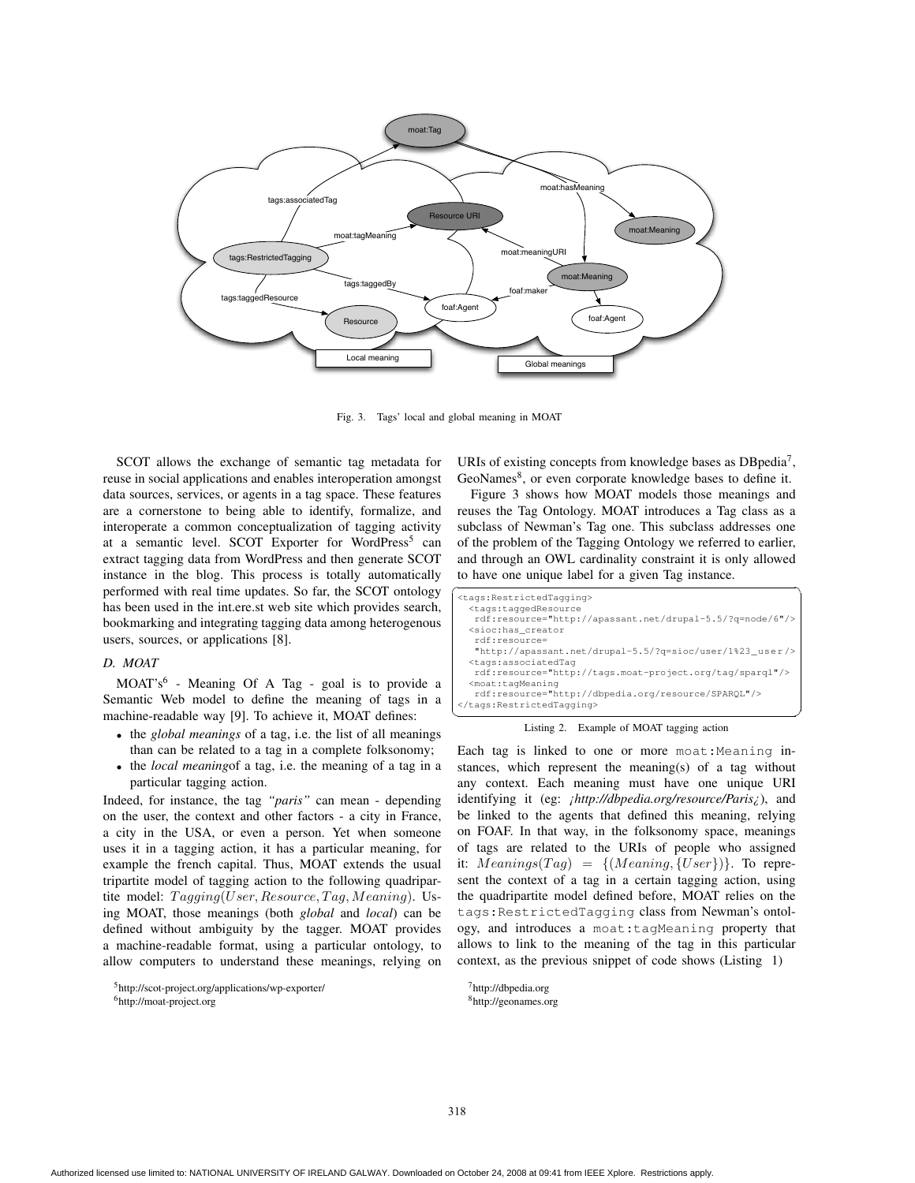Fig. 3. Tags' local and global meaning in MOAT

SCOT allows the exchange of semantic tag metadata for reuse in social applications and enables interoperation amongst data sources, services, or agents in a tag space. These features are a cornerstone to being able to identify, formalize, and interoperate a common conceptualization of tagging activity at a semantic level. SCOT Exporter for WordPress[5] can extract tagging data from WordPress and then generate SCOT instance in the blog. This process is totally automatically performed with real time updates. So far, the SCOT ontology has been used in the int.ere.st web site which provides search, bookmarking and integrating tagging data among heterogenous users, sources, or applications [8].

### D. MOAT

MOAT's[6] - Meaning Of A Tag - goal is to provide a Semantic Web model to define the meaning of tags in a machine-readable way [9]. To achieve it, MOAT defines:

- the *global meanings* of a tag, i.e. the list of all meanings than can be related to a tag in a complete folksonomy;
- the *local meaning*of a tag, i.e. the meaning of a tag in a particular tagging action.

Indeed, for instance, the tag *"paris"* can mean - depending on the user, the context and other factors - a city in France, a city in the USA, or even a person. Yet when someone uses it in a tagging action, it has a particular meaning, for example the french capital. Thus, MOAT extends the usual tripartite model of tagging action to the following quadripartite model: $Tagging(User, Resource, Tag, Meaning)$. Using MOAT, those meanings (both *global* and *local*) can be defined without ambiguity by the tagger. MOAT provides a machine-readable format, using a particular ontology, to allow computers to understand these meanings, relying on URIs of existing concepts from knowledge bases as DBpedia[7], GeoNames[8], or even corporate knowledge bases to define it.

Figure 3 shows how MOAT models those meanings and reuses the Tag Ontology. MOAT introduces a Tag class as a subclass of Newman's Tag one. This subclass addresses one of the problem of the Tagging Ontology we referred to earlier, and through an OWL cardinality constraint it is only allowed to have one unique label for a given Tag instance.

```
<tags:RestrictedTagging>
  <tags:taggedResource
   rdf:resource="http://apassant.net/drupal-5.5/?q=node/6"/>
  <sioc:has_creator
   rdf:resource=
   "http://apassant.net/drupal-5.5/?q=sioc/user/1%23_user/>
  <tags:associatedTag
   rdf:resource="http://tags.moat-project.org/tag/sparql"/>
  <moat:tagMeaning
   rdf:resource="http://dbpedia.org/resource/SPARQL"/>
</tags:RestrictedTagging>
```

Listing 2. Example of MOAT tagging action

Each tag is linked to one or more moat:Meaning instances, which represent the meaning(s) of a tag without any context. Each meaning must have one unique URI identifying it (eg: *¡http://dbpedia.org/resource/Paris¿*), and be linked to the agents that defined this meaning, relying on FOAF. In that way, in the folksonomy space, meanings of tags are related to the URIs of people who assigned it: $Meanings(Tag) = \{(Meaning, \{User\})\}$. To represent the context of a tag in a certain tagging action, using the quadripartite model defined before, MOAT relies on the tags:RestrictedTagging class from Newman's ontology, and introduces a moat:tagMeaning property that allows to link to the meaning of the tag in this particular context, as the previous snippet of code shows (Listing 1)

[5] http://scot-project.org/applications/wp-exporter/

[6] http://moat-project.org

[7] http://dbpedia.org

[8] http://geonames.org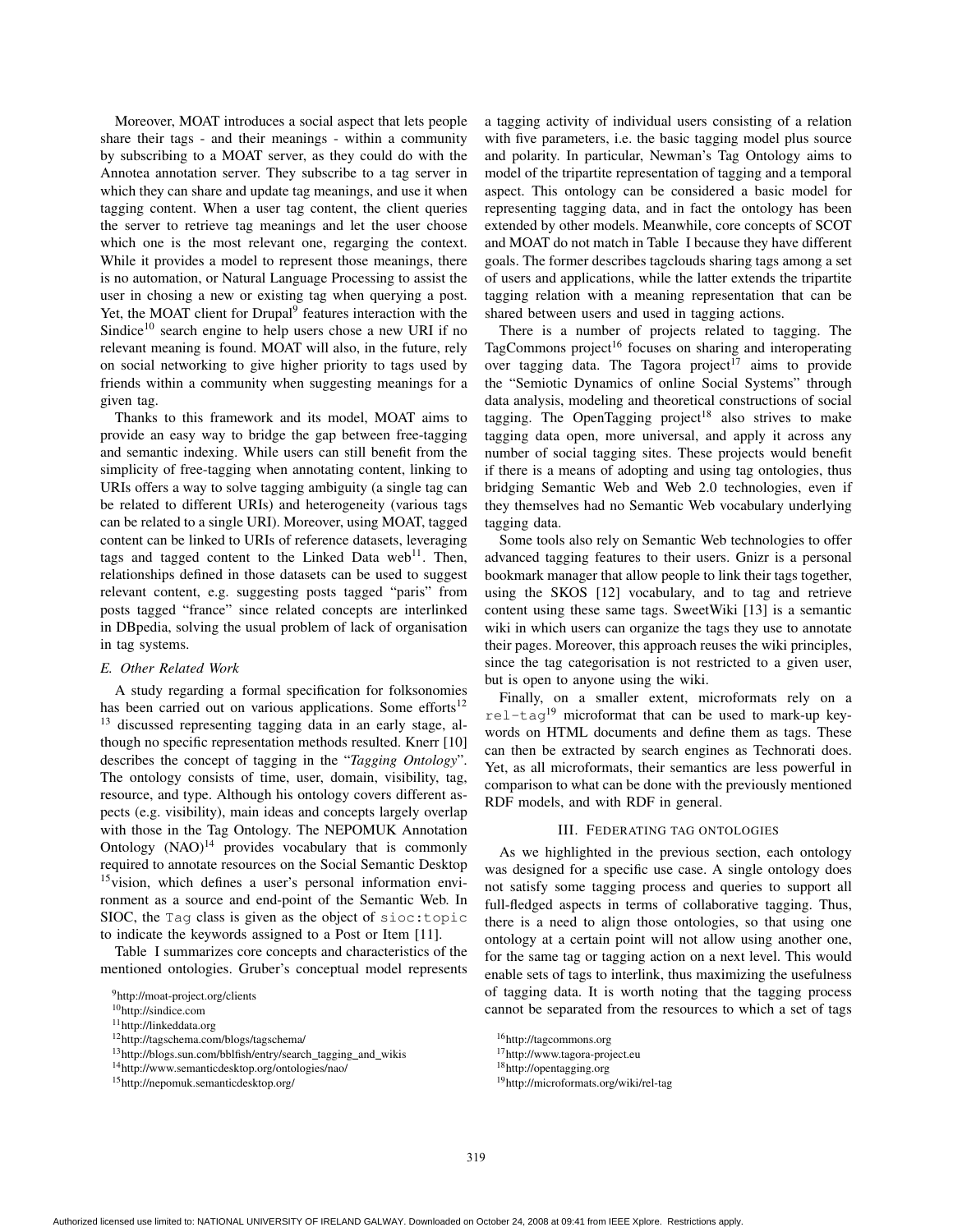Moreover, MOAT introduces a social aspect that lets people share their tags - and their meanings - within a community by subscribing to a MOAT server, as they could do with the Annotea annotation server. They subscribe to a tag server in which they can share and update tag meanings, and use it when tagging content. When a user tag content, the client queries the server to retrieve tag meanings and let the user choose which one is the most relevant one, regarging the context. While it provides a model to represent those meanings, there is no automation, or Natural Language Processing to assist the user in chosing a new or existing tag when querying a post. Yet, the MOAT client for Drupal[9] features interaction with the Sindice[10] search engine to help users chose a new URI if no relevant meaning is found. MOAT will also, in the future, rely on social networking to give higher priority to tags used by friends within a community when suggesting meanings for a given tag.

Thanks to this framework and its model, MOAT aims to provide an easy way to bridge the gap between free-tagging and semantic indexing. While users can still benefit from the simplicity of free-tagging when annotating content, linking to URIs offers a way to solve tagging ambiguity (a single tag can be related to different URIs) and heterogeneity (various tags can be related to a single URI). Moreover, using MOAT, tagged content can be linked to URIs of reference datasets, leveraging tags and tagged content to the Linked Data web[11]. Then, relationships defined in those datasets can be used to suggest relevant content, e.g. suggesting posts tagged "paris" from posts tagged "france" since related concepts are interlinked in DBpedia, solving the usual problem of lack of organisation in tag systems.

### E. Other Related Work

A study regarding a formal specification for folksonomies has been carried out on various applications. Some efforts[12] [13] discussed representing tagging data in an early stage, although no specific representation methods resulted. Knerr [10] describes the concept of tagging in the "*Tagging Ontology*". The ontology consists of time, user, domain, visibility, tag, resource, and type. Although his ontology covers different aspects (e.g. visibility), main ideas and concepts largely overlap with those in the Tag Ontology. The NEPOMUK Annotation Ontology (NAO)[14] provides vocabulary that is commonly required to annotate resources on the Social Semantic Desktop [15]vision, which defines a user's personal information environment as a source and end-point of the Semantic Web. In SIOC, the `Tag` class is given as the object of `sioc:topic` to indicate the keywords assigned to a Post or Item [11].

Table I summarizes core concepts and characteristics of the mentioned ontologies. Gruber's conceptual model represents a tagging activity of individual users consisting of a relation with five parameters, i.e. the basic tagging model plus source and polarity. In particular, Newman's Tag Ontology aims to model of the tripartite representation of tagging and a temporal aspect. This ontology can be considered a basic model for representing tagging data, and in fact the ontology has been extended by other models. Meanwhile, core concepts of SCOT and MOAT do not match in Table I because they have different goals. The former describes tagclouds sharing tags among a set of users and applications, while the latter extends the tripartite tagging relation with a meaning representation that can be shared between users and used in tagging actions.

There is a number of projects related to tagging. The TagCommons project[16] focuses on sharing and interoperating over tagging data. The Tagora project[17] aims to provide the "Semiotic Dynamics of online Social Systems" through data analysis, modeling and theoretical constructions of social tagging. The OpenTagging project[18] also strives to make tagging data open, more universal, and apply it across any number of social tagging sites. These projects would benefit if there is a means of adopting and using tag ontologies, thus bridging Semantic Web and Web 2.0 technologies, even if they themselves had no Semantic Web vocabulary underlying tagging data.

Some tools also rely on Semantic Web technologies to offer advanced tagging features to their users. Gnizr is a personal bookmark manager that allow people to link their tags together, using the SKOS [12] vocabulary, and to tag and retrieve content using these same tags. SweetWiki [13] is a semantic wiki in which users can organize the tags they use to annotate their pages. Moreover, this approach reuses the wiki principles, since the tag categorisation is not restricted to a given user, but is open to anyone using the wiki.

Finally, on a smaller extent, microformats rely on a `rel-tag`[19] microformat that can be used to mark-up keywords on HTML documents and define them as tags. These can then be extracted by search engines as Technorati does. Yet, as all microformats, their semantics are less powerful in comparison to what can be done with the previously mentioned RDF models, and with RDF in general.

## III. Federating Tag Ontologies

As we highlighted in the previous section, each ontology was designed for a specific use case. A single ontology does not satisfy some tagging process and queries to support all full-fledged aspects in terms of collaborative tagging. Thus, there is a need to align those ontologies, so that using one ontology at a certain point will not allow using another one, for the same tag or tagging action on a next level. This would enable sets of tags to interlink, thus maximizing the usefulness of tagging data. It is worth noting that the tagging process cannot be separated from the resources to which a set of tags

---

[9] http://moat-project.org/clients

[10] http://sindice.com

[11] http://linkeddata.org

[12] http://tagschema.com/blogs/tagschema/

[13] http://blogs.sun.com/bblfish/entry/search_tagging_and_wikis

[14] http://www.semanticdesktop.org/ontologies/nao/

[15] http://nepomuk.semanticdesktop.org/

[16] http://tagcommons.org

[17] http://www.tagora-project.eu

[18] http://opentagging.org

[19] http://microformats.org/wiki/rel-tag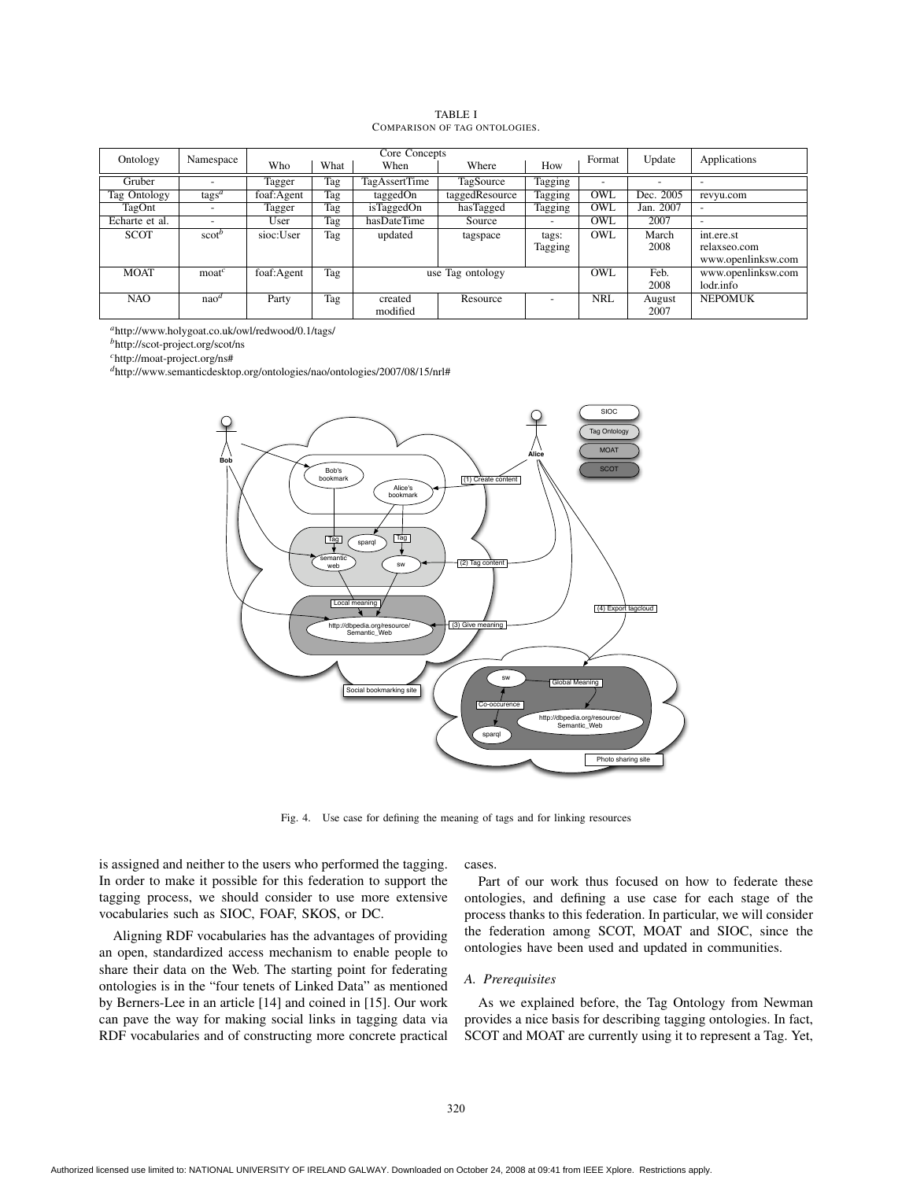TABLE I
COMPARISON OF TAG ONTOLOGIES.

| Ontology | Namespace | Core Concepts | | | | | Format | Update | Applications |
|---|---|---|---|---|---|---|---|---|---|
| | | Who | What | When | Where | How | | | |
| Gruber | - | Tagger | Tag | TagAssertTime | TagSource | Tagging | - | - | - |
| Tag Ontology | tags[a] | foaf:Agent | Tag | taggedOn | taggedResource | Tagging | OWL | Dec. 2005 | revyu.com |
| TagOnt | - | Tagger | Tag | isTaggedOn | hasTagged | Tagging | OWL | Jan. 2007 | - |
| Echarte et al. | - | User | Tag | hasDateTime | Source | - | OWL | 2007 | - |
| SCOT | scot[b] | sioc:User | Tag | updated | tagspace | tags: Tagging | OWL | March 2008 | int.ere.st relaxseo.com www.openlinksw.com |
| MOAT | moat[c] | foaf:Agent | Tag | use Tag ontology | | | OWL | Feb. 2008 | www.openlinksw.com lodr.info |
| NAO | nao[d] | Party | Tag | created modified | Resource | - | NRL | August 2007 | NEPOMUK |

[a]http://www.holygoat.co.uk/owl/redwood/0.1/tags/

[b]http://scot-project.org/scot/ns

[c]http://moat-project.org/ns#

[d]http://www.semanticdesktop.org/ontologies/nao/ontologies/2007/08/15/nrl#

Fig. 4. Use case for defining the meaning of tags and for linking resources

is assigned and neither to the users who performed the tagging. In order to make it possible for this federation to support the tagging process, we should consider to use more extensive vocabularies such as SIOC, FOAF, SKOS, or DC.

Aligning RDF vocabularies has the advantages of providing an open, standardized access mechanism to enable people to share their data on the Web. The starting point for federating ontologies is in the "four tenets of Linked Data" as mentioned by Berners-Lee in an article [14] and coined in [15]. Our work can pave the way for making social links in tagging data via RDF vocabularies and of constructing more concrete practical cases.

Part of our work thus focused on how to federate these ontologies, and defining a use case for each stage of the process thanks to this federation. In particular, we will consider the federation among SCOT, MOAT and SIOC, since the ontologies have been used and updated in communities.

### A. Prerequisites

As we explained before, the Tag Ontology from Newman provides a nice basis for describing tagging ontologies. In fact, SCOT and MOAT are currently using it to represent a Tag. Yet,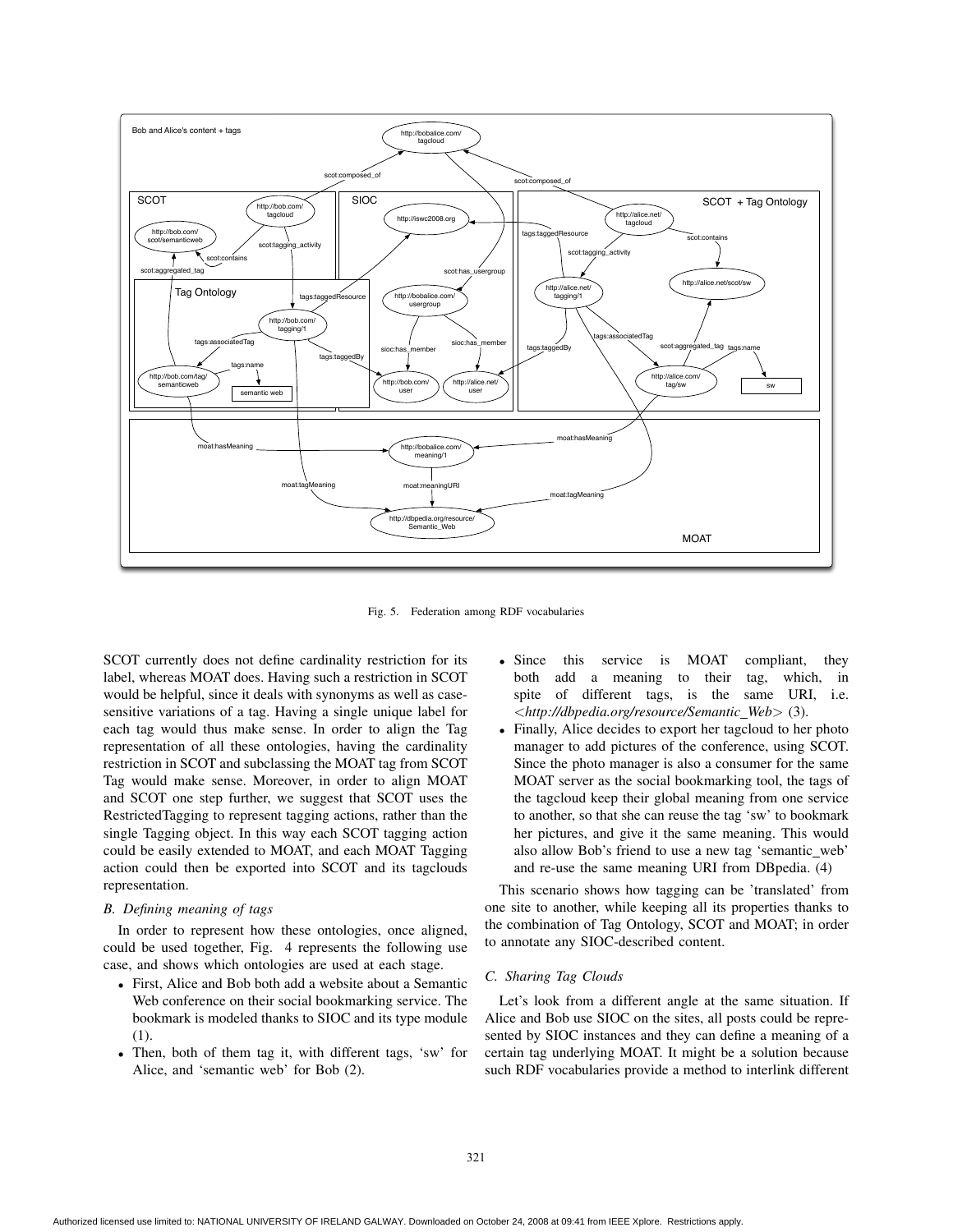Fig. 5. Federation among RDF vocabularies

SCOT currently does not define cardinality restriction for its label, whereas MOAT does. Having such a restriction in SCOT would be helpful, since it deals with synonyms as well as case-sensitive variations of a tag. Having a single unique label for each tag would thus make sense. In order to align the Tag representation of all these ontologies, having the cardinality restriction in SCOT and subclassing the MOAT tag from SCOT Tag would make sense. Moreover, in order to align MOAT and SCOT one step further, we suggest that SCOT uses the RestrictedTagging to represent tagging actions, rather than the single Tagging object. In this way each SCOT tagging action could be easily extended to MOAT, and each MOAT Tagging action could then be exported into SCOT and its tagclouds representation.

### B. Defining meaning of tags

In order to represent how these ontologies, once aligned, could be used together, Fig. 4 represents the following use case, and shows which ontologies are used at each stage.

- First, Alice and Bob both add a website about a Semantic Web conference on their social bookmarking service. The bookmark is modeled thanks to SIOC and its type module (1).
- Then, both of them tag it, with different tags, 'sw' for Alice, and 'semantic web' for Bob (2).
- Since this service is MOAT compliant, they both add a meaning to their tag, which, in spite of different tags, is the same URI, i.e. *<http://dbpedia.org/resource/Semantic_Web>* (3).
- Finally, Alice decides to export her tagcloud to her photo manager to add pictures of the conference, using SCOT. Since the photo manager is also a consumer for the same MOAT server as the social bookmarking tool, the tags of the tagcloud keep their global meaning from one service to another, so that she can reuse the tag 'sw' to bookmark her pictures, and give it the same meaning. This would also allow Bob's friend to use a new tag 'semantic_web' and re-use the same meaning URI from DBpedia. (4)

This scenario shows how tagging can be 'translated' from one site to another, while keeping all its properties thanks to the combination of Tag Ontology, SCOT and MOAT; in order to annotate any SIOC-described content.

### C. Sharing Tag Clouds

Let's look from a different angle at the same situation. If Alice and Bob use SIOC on the sites, all posts could be represented by SIOC instances and they can define a meaning of a certain tag underlying MOAT. It might be a solution because such RDF vocabularies provide a method to interlink different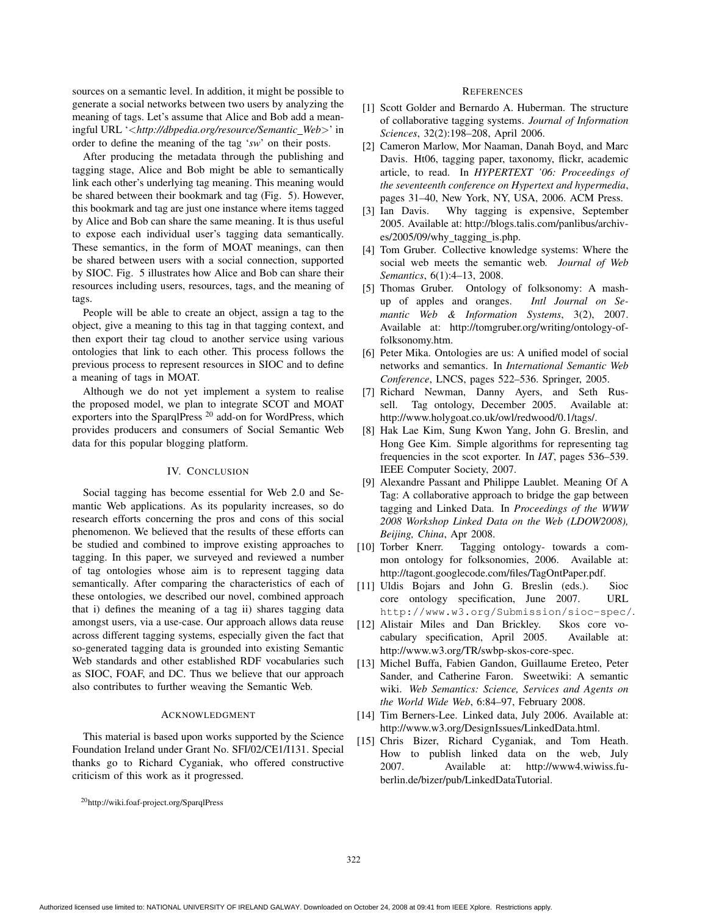sources on a semantic level. In addition, it might be possible to generate a social networks between two users by analyzing the meaning of tags. Let's assume that Alice and Bob add a meaningful URL '<*http://dbpedia.org/resource/Semantic_Web*>' in order to define the meaning of the tag '*sw*' on their posts.

After producing the metadata through the publishing and tagging stage, Alice and Bob might be able to semantically link each other's underlying tag meaning. This meaning would be shared between their bookmark and tag (Fig. 5). However, this bookmark and tag are just one instance where items tagged by Alice and Bob can share the same meaning. It is thus useful to expose each individual user's tagging data semantically. These semantics, in the form of MOAT meanings, can then be shared between users with a social connection, supported by SIOC. Fig. 5 illustrates how Alice and Bob can share their resources including users, resources, tags, and the meaning of tags.

People will be able to create an object, assign a tag to the object, give a meaning to this tag in that tagging context, and then export their tag cloud to another service using various ontologies that link to each other. This process follows the previous process to represent resources in SIOC and to define a meaning of tags in MOAT.

Although we do not yet implement a system to realise the proposed model, we plan to integrate SCOT and MOAT exporters into the SparqlPress [20] add-on for WordPress, which provides producers and consumers of Social Semantic Web data for this popular blogging platform.

## IV. Conclusion

Social tagging has become essential for Web 2.0 and Semantic Web applications. As its popularity increases, so do research efforts concerning the pros and cons of this social phenomenon. We believed that the results of these efforts can be studied and combined to improve existing approaches to tagging. In this paper, we surveyed and reviewed a number of tag ontologies whose aim is to represent tagging data semantically. After comparing the characteristics of each of these ontologies, we described our novel, combined approach that i) defines the meaning of a tag ii) shares tagging data amongst users, via a use-case. Our approach allows data reuse across different tagging systems, especially given the fact that so-generated tagging data is grounded into existing Semantic Web standards and other established RDF vocabularies such as SIOC, FOAF, and DC. Thus we believe that our approach also contributes to further weaving the Semantic Web.

## Acknowledgment

This material is based upon works supported by the Science Foundation Ireland under Grant No. SFI/02/CE1/I131. Special thanks go to Richard Cyganiak, who offered constructive criticism of this work as it progressed.

[20] http://wiki.foaf-project.org/SparqlPress

## References

[1] Scott Golder and Bernardo A. Huberman. The structure of collaborative tagging systems. *Journal of Information Sciences*, 32(2):198–208, April 2006.

[2] Cameron Marlow, Mor Naaman, Danah Boyd, and Marc Davis. Ht06, tagging paper, taxonomy, flickr, academic article, to read. In *HYPERTEXT '06: Proceedings of the seventeenth conference on Hypertext and hypermedia*, pages 31–40, New York, NY, USA, 2006. ACM Press.

[3] Ian Davis. Why tagging is expensive, September 2005. Available at: http://blogs.talis.com/panlibus/archives/2005/09/why_tagging_is.php.

[4] Tom Gruber. Collective knowledge systems: Where the social web meets the semantic web. *Journal of Web Semantics*, 6(1):4–13, 2008.

[5] Thomas Gruber. Ontology of folksonomy: A mash-up of apples and oranges. *Intl Journal on Semantic Web & Information Systems*, 3(2), 2007. Available at: http://tomgruber.org/writing/ontology-of-folksonomy.htm.

[6] Peter Mika. Ontologies are us: A unified model of social networks and semantics. In *International Semantic Web Conference*, LNCS, pages 522–536. Springer, 2005.

[7] Richard Newman, Danny Ayers, and Seth Russell. Tag ontology, December 2005. Available at: http://www.holygoat.co.uk/owl/redwood/0.1/tags/.

[8] Hak Lae Kim, Sung Kwon Yang, John G. Breslin, and Hong Gee Kim. Simple algorithms for representing tag frequencies in the scot exporter. In *IAT*, pages 536–539. IEEE Computer Society, 2007.

[9] Alexandre Passant and Philippe Laublet. Meaning Of A Tag: A collaborative approach to bridge the gap between tagging and Linked Data. In *Proceedings of the WWW 2008 Workshop Linked Data on the Web (LDOW2008), Beijing, China*, Apr 2008.

[10] Torber Knerr. Tagging ontology- towards a common ontology for folksonomies, 2006. Available at: http://tagont.googlecode.com/files/TagOntPaper.pdf.

[11] Uldis Bojars and John G. Breslin (eds.). Sioc core ontology specification, June 2007. URL `http://www.w3.org/Submission/sioc-spec/`.

[12] Alistair Miles and Dan Brickley. Skos core vocabulary specification, April 2005. Available at: http://www.w3.org/TR/swbp-skos-core-spec.

[13] Michel Buffa, Fabien Gandon, Guillaume Ereteo, Peter Sander, and Catherine Faron. Sweetwiki: A semantic wiki. *Web Semantics: Science, Services and Agents on the World Wide Web*, 6:84–97, February 2008.

[14] Tim Berners-Lee. Linked data, July 2006. Available at: http://www.w3.org/DesignIssues/LinkedData.html.

[15] Chris Bizer, Richard Cyganiak, and Tom Heath. How to publish linked data on the web, July 2007. Available at: http://www4.wiwiss.fu-berlin.de/bizer/pub/LinkedDataTutorial.